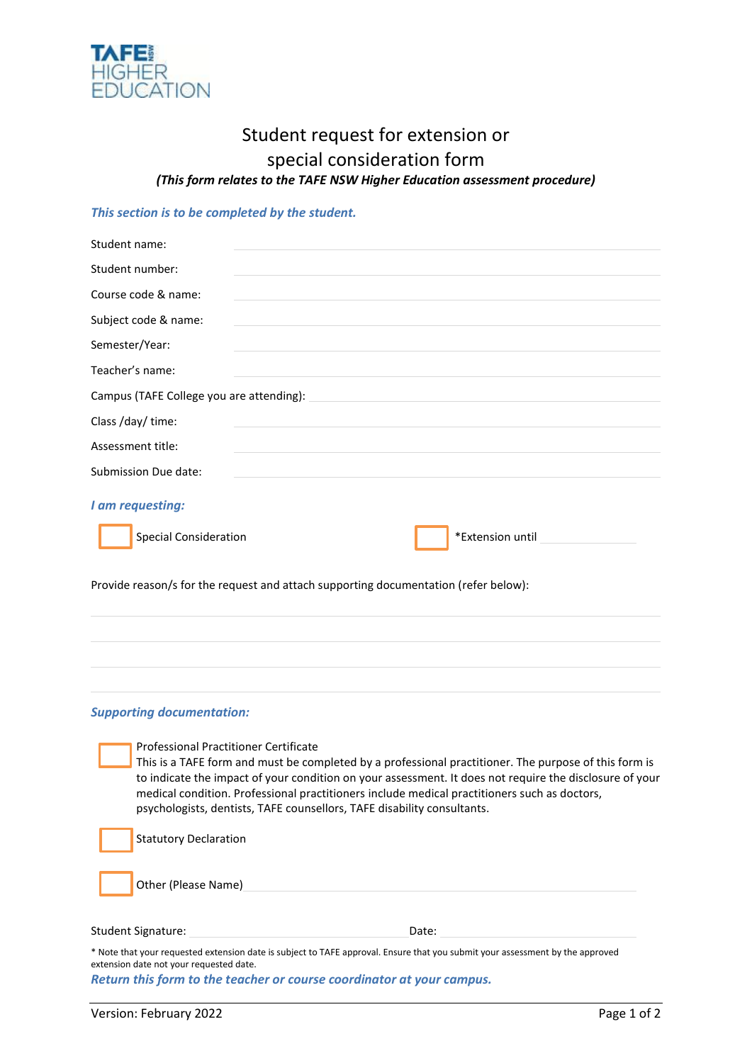# Student request for extension or special consideration form

***(This form relates to the TAFE NSW Higher Education assessment procedure)***

***This section is to be completed by the student.***

Student name: \_\_\_\_\_\_\_\_\_\_\_\_\_\_\_\_\_\_\_\_\_\_\_\_\_\_\_\_\_\_

Student number: \_\_\_\_\_\_\_\_\_\_\_\_\_\_\_\_\_\_\_\_\_\_\_\_\_\_\_\_\_\_

Course code & name: \_\_\_\_\_\_\_\_\_\_\_\_\_\_\_\_\_\_\_\_\_\_\_\_\_\_\_\_\_\_

Subject code & name: \_\_\_\_\_\_\_\_\_\_\_\_\_\_\_\_\_\_\_\_\_\_\_\_\_\_\_\_\_\_

Semester/Year: \_\_\_\_\_\_\_\_\_\_\_\_\_\_\_\_\_\_\_\_\_\_\_\_\_\_\_\_\_\_

Teacher's name: \_\_\_\_\_\_\_\_\_\_\_\_\_\_\_\_\_\_\_\_\_\_\_\_\_\_\_\_\_\_

Campus (TAFE College you are attending): \_\_\_\_\_\_\_\_\_\_\_\_\_\_\_\_\_\_\_\_\_\_\_\_\_\_\_\_\_\_

Class /day/ time: \_\_\_\_\_\_\_\_\_\_\_\_\_\_\_\_\_\_\_\_\_\_\_\_\_\_\_\_\_\_

Assessment title: \_\_\_\_\_\_\_\_\_\_\_\_\_\_\_\_\_\_\_\_\_\_\_\_\_\_\_\_\_\_

Submission Due date: \_\_\_\_\_\_\_\_\_\_\_\_\_\_\_\_\_\_\_\_\_\_\_\_\_\_\_\_\_\_

***I am requesting:***

☐ Special Consideration

☐ *Extension until \_\_\_\_\_\_\_\_\_\_\_\_\_\_\_

Provide reason/s for the request and attach supporting documentation (refer below):

\_\_\_\_\_\_\_\_\_\_\_\_\_\_\_\_\_\_\_\_\_\_\_\_\_\_\_\_\_\_\_\_\_\_\_\_\_\_\_\_\_\_\_\_\_\_\_\_\_\_\_\_\_\_\_\_\_\_\_\_

\_\_\_\_\_\_\_\_\_\_\_\_\_\_\_\_\_\_\_\_\_\_\_\_\_\_\_\_\_\_\_\_\_\_\_\_\_\_\_\_\_\_\_\_\_\_\_\_\_\_\_\_\_\_\_\_\_\_\_\_

\_\_\_\_\_\_\_\_\_\_\_\_\_\_\_\_\_\_\_\_\_\_\_\_\_\_\_\_\_\_\_\_\_\_\_\_\_\_\_\_\_\_\_\_\_\_\_\_\_\_\_\_\_\_\_\_\_\_\_\_

\_\_\_\_\_\_\_\_\_\_\_\_\_\_\_\_\_\_\_\_\_\_\_\_\_\_\_\_\_\_\_\_\_\_\_\_\_\_\_\_\_\_\_\_\_\_\_\_\_\_\_\_\_\_\_\_\_\_\_\_

***Supporting documentation:***

☐ Professional Practitioner Certificate
This is a TAFE form and must be completed by a professional practitioner. The purpose of this form is to indicate the impact of your condition on your assessment. It does not require the disclosure of your medical condition. Professional practitioners include medical practitioners such as doctors, psychologists, dentists, TAFE counsellors, TAFE disability consultants.

☐ Statutory Declaration

☐ Other (Please Name) \_\_\_\_\_\_\_\_\_\_\_\_\_\_\_\_\_\_\_\_\_\_\_\_\_\_\_\_\_\_

Student Signature: \_\_\_\_\_\_\_\_\_\_\_\_\_\_\_\_\_\_\_\_ Date: \_\_\_\_\_\_\_\_\_\_\_\_\_\_\_\_\_\_\_\_

\* Note that your requested extension date is subject to TAFE approval. Ensure that you submit your assessment by the approved extension date not your requested date.

***Return this form to the teacher or course coordinator at your campus.***

Version: February 2022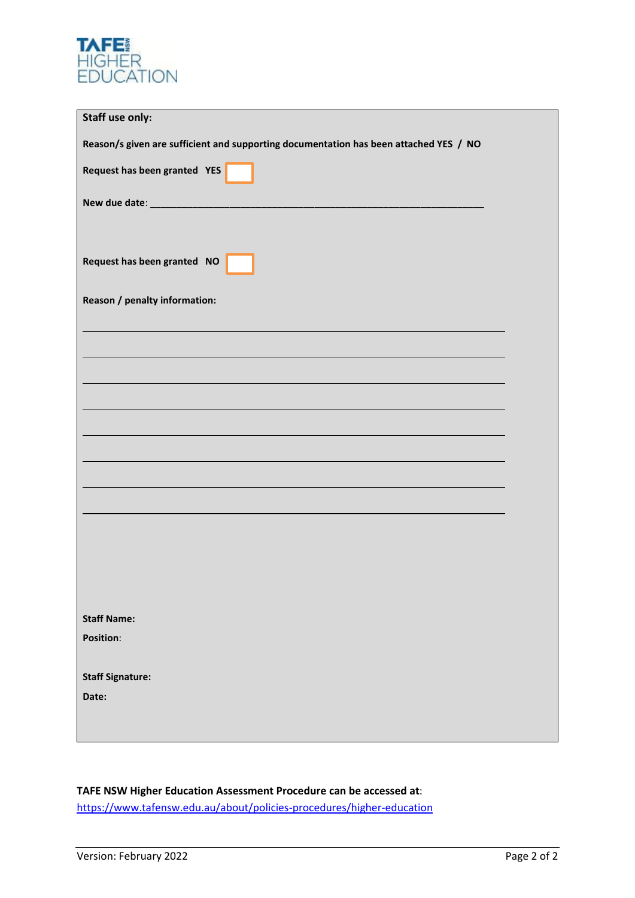**Staff use only:**

**Reason/s given are sufficient and supporting documentation has been attached YES / NO**

**Request has been granted YES** ☐

**New due date**: ________________________________________________________________

**Request has been granted NO** ☐

**Reason / penalty information:**

______________________________________________________________________

______________________________________________________________________

______________________________________________________________________

______________________________________________________________________

______________________________________________________________________

______________________________________________________________________

______________________________________________________________________

______________________________________________________________________

**Staff Name:**

**Position**:

**Staff Signature:**

**Date:**

**TAFE NSW Higher Education Assessment Procedure can be accessed at**:
https://www.tafensw.edu.au/about/policies-procedures/higher-education

Version: February 2022